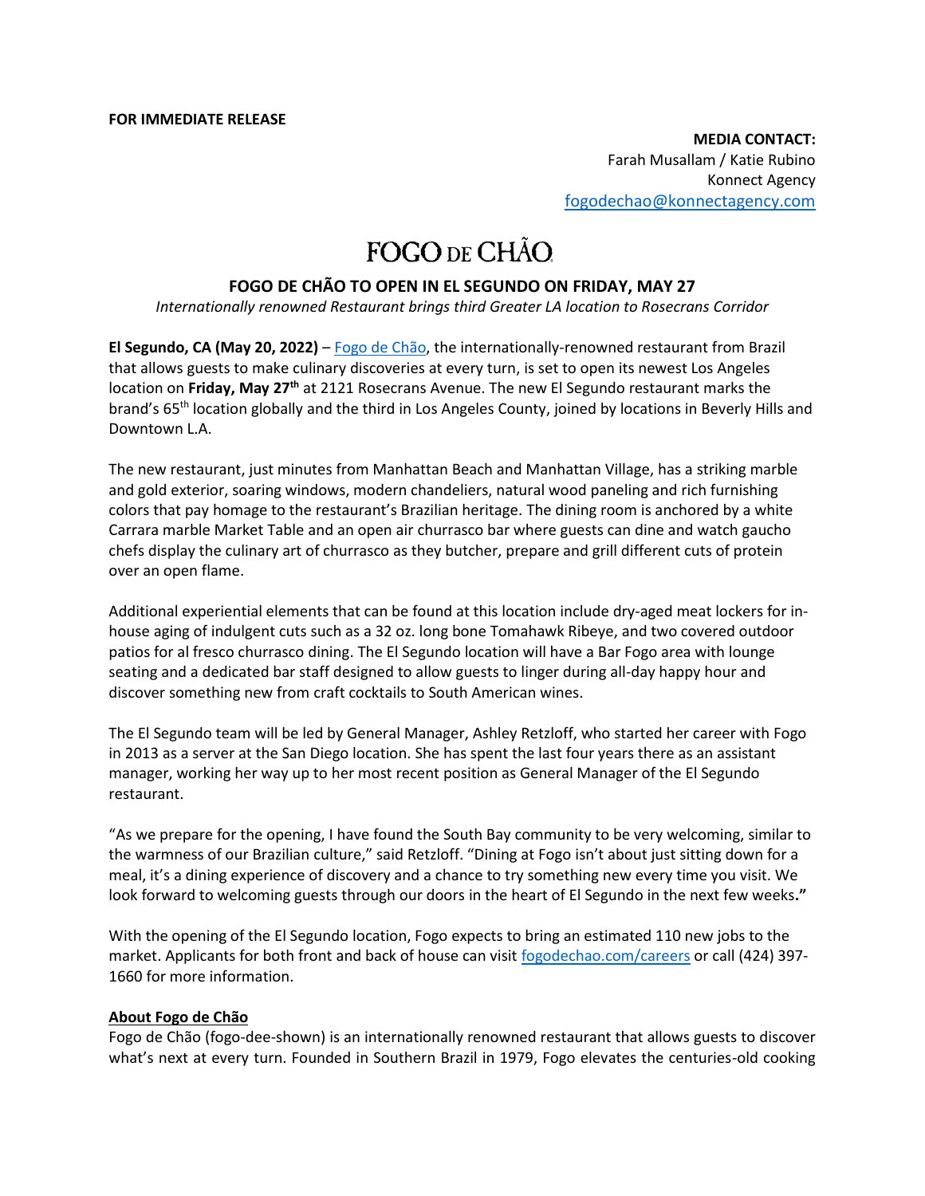**FOR IMMEDIATE RELEASE**

**MEDIA CONTACT:**
Farah Musallam / Katie Rubino
Konnect Agency
fogodechao@konnectagency.com

# FOGO DE CHÃO

## FOGO DE CHÃO TO OPEN IN EL SEGUNDO ON FRIDAY, MAY 27

*Internationally renowned Restaurant brings third Greater LA location to Rosecrans Corridor*

**El Segundo, CA (May 20, 2022)** – Fogo de Chão, the internationally-renowned restaurant from Brazil that allows guests to make culinary discoveries at every turn, is set to open its newest Los Angeles location on **Friday, May 27th** at 2121 Rosecrans Avenue. The new El Segundo restaurant marks the brand's 65th location globally and the third in Los Angeles County, joined by locations in Beverly Hills and Downtown L.A.

The new restaurant, just minutes from Manhattan Beach and Manhattan Village, has a striking marble and gold exterior, soaring windows, modern chandeliers, natural wood paneling and rich furnishing colors that pay homage to the restaurant's Brazilian heritage. The dining room is anchored by a white Carrara marble Market Table and an open air churrasco bar where guests can dine and watch gaucho chefs display the culinary art of churrasco as they butcher, prepare and grill different cuts of protein over an open flame.

Additional experiential elements that can be found at this location include dry-aged meat lockers for in-house aging of indulgent cuts such as a 32 oz. long bone Tomahawk Ribeye, and two covered outdoor patios for al fresco churrasco dining. The El Segundo location will have a Bar Fogo area with lounge seating and a dedicated bar staff designed to allow guests to linger during all-day happy hour and discover something new from craft cocktails to South American wines.

The El Segundo team will be led by General Manager, Ashley Retzloff, who started her career with Fogo in 2013 as a server at the San Diego location. She has spent the last four years there as an assistant manager, working her way up to her most recent position as General Manager of the El Segundo restaurant.

"As we prepare for the opening, I have found the South Bay community to be very welcoming, similar to the warmness of our Brazilian culture," said Retzloff. "Dining at Fogo isn't about just sitting down for a meal, it's a dining experience of discovery and a chance to try something new every time you visit. We look forward to welcoming guests through our doors in the heart of El Segundo in the next few weeks**."**

With the opening of the El Segundo location, Fogo expects to bring an estimated 110 new jobs to the market. Applicants for both front and back of house can visit fogodechao.com/careers or call (424) 397-1660 for more information.

**About Fogo de Chão**

Fogo de Chão (fogo-dee-shown) is an internationally renowned restaurant that allows guests to discover what's next at every turn. Founded in Southern Brazil in 1979, Fogo elevates the centuries-old cooking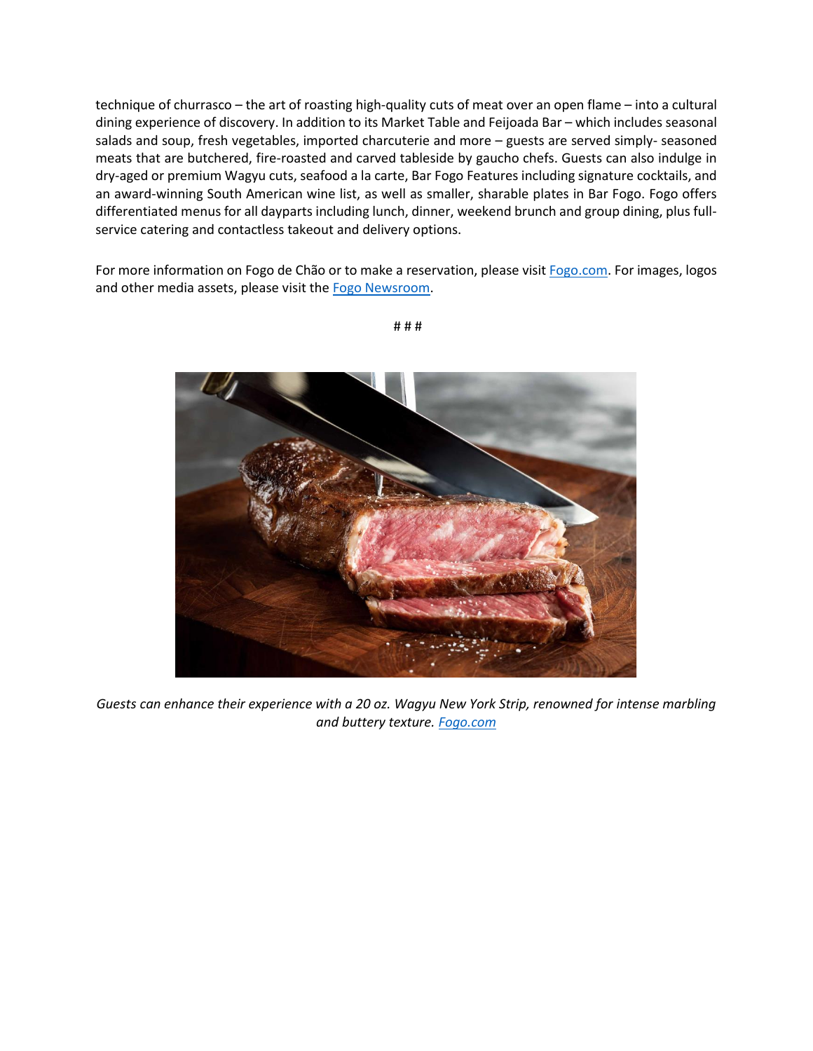technique of churrasco – the art of roasting high-quality cuts of meat over an open flame – into a cultural dining experience of discovery. In addition to its Market Table and Feijoada Bar – which includes seasonal salads and soup, fresh vegetables, imported charcuterie and more – guests are served simply- seasoned meats that are butchered, fire-roasted and carved tableside by gaucho chefs. Guests can also indulge in dry-aged or premium Wagyu cuts, seafood a la carte, Bar Fogo Features including signature cocktails, and an award-winning South American wine list, as well as smaller, sharable plates in Bar Fogo. Fogo offers differentiated menus for all dayparts including lunch, dinner, weekend brunch and group dining, plus full-service catering and contactless takeout and delivery options.

For more information on Fogo de Chão or to make a reservation, please visit [Fogo.com](Fogo.com). For images, logos and other media assets, please visit the [Fogo Newsroom](Fogo Newsroom).

# # #

*Guests can enhance their experience with a 20 oz. Wagyu New York Strip, renowned for intense marbling and buttery texture. [Fogo.com](Fogo.com)*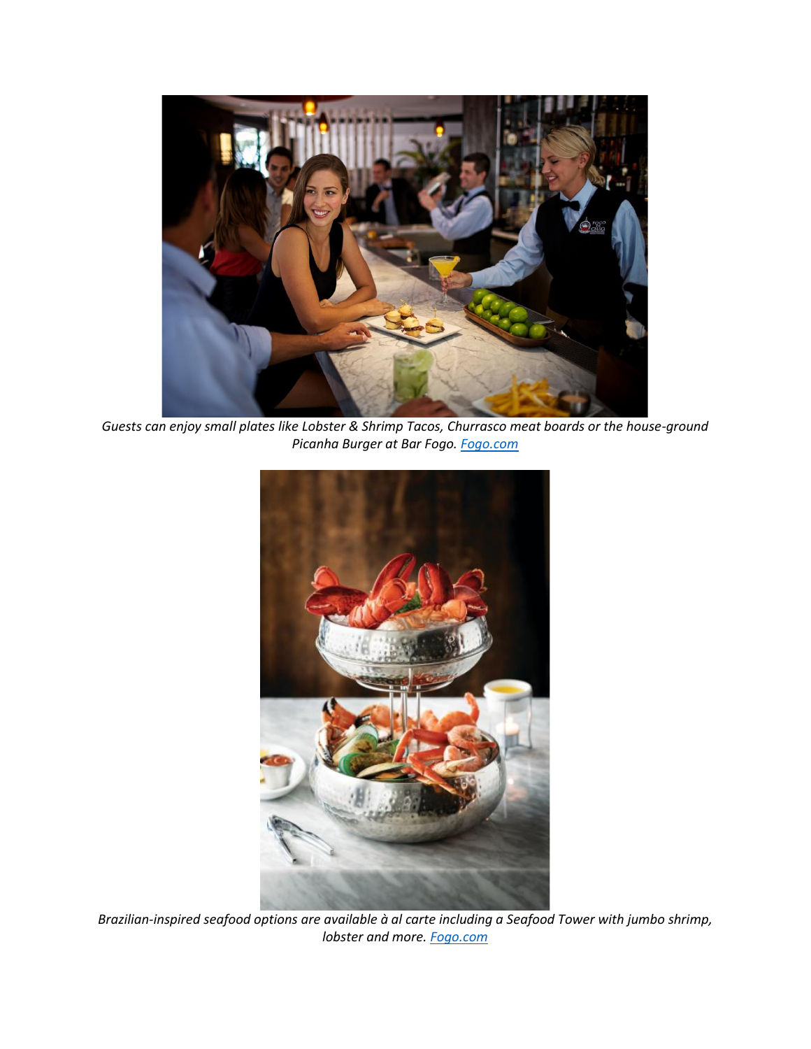*Guests can enjoy small plates like Lobster & Shrimp Tacos, Churrasco meat boards or the house-ground Picanha Burger at Bar Fogo. [Fogo.com](Fogo.com)*

*Brazilian-inspired seafood options are available à al carte including a Seafood Tower with jumbo shrimp, lobster and more. [Fogo.com](Fogo.com)*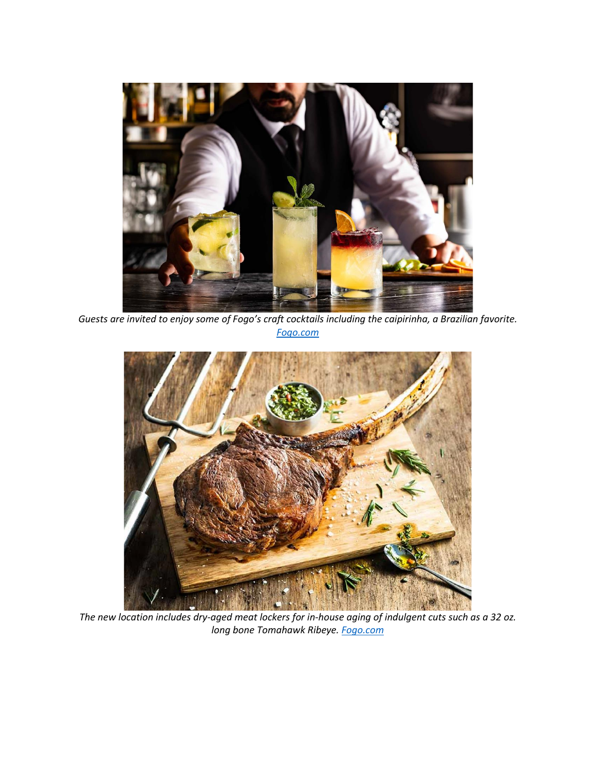*Guests are invited to enjoy some of Fogo's craft cocktails including the caipirinha, a Brazilian favorite.* [Fogo.com](Fogo.com)

*The new location includes dry-aged meat lockers for in-house aging of indulgent cuts such as a 32 oz. long bone Tomahawk Ribeye.* [Fogo.com](Fogo.com)